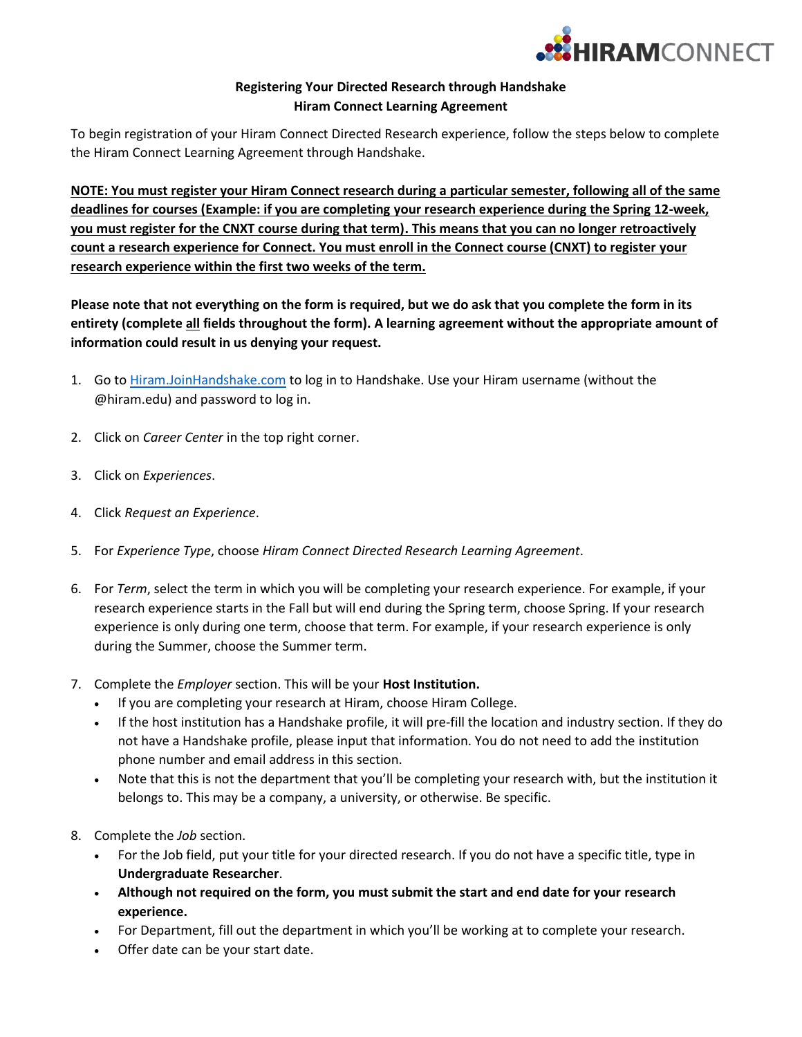**Registering Your Directed Research through Handshake**
**Hiram Connect Learning Agreement**

To begin registration of your Hiram Connect Directed Research experience, follow the steps below to complete the Hiram Connect Learning Agreement through Handshake.

**<u>NOTE: You must register your Hiram Connect research during a particular semester, following all of the same deadlines for courses (Example: if you are completing your research experience during the Spring 12-week, you must register for the CNXT course during that term). This means that you can no longer retroactively count a research experience for Connect. You must enroll in the Connect course (CNXT) to register your research experience within the first two weeks of the term.</u>**

**Please note that not everything on the form is required, but we do ask that you complete the form in its entirety (complete <u>all</u> fields throughout the form). A learning agreement without the appropriate amount of information could result in us denying your request.**

1. Go to [Hiram.JoinHandshake.com](https://Hiram.JoinHandshake.com) to log in to Handshake. Use your Hiram username (without the @hiram.edu) and password to log in.

2. Click on *Career Center* in the top right corner.

3. Click on *Experiences*.

4. Click *Request an Experience*.

5. For *Experience Type*, choose *Hiram Connect Directed Research Learning Agreement*.

6. For *Term*, select the term in which you will be completing your research experience. For example, if your research experience starts in the Fall but will end during the Spring term, choose Spring. If your research experience is only during one term, choose that term. For example, if your research experience is only during the Summer, choose the Summer term.

7. Complete the *Employer* section. This will be your **Host Institution.**
   - If you are completing your research at Hiram, choose Hiram College.
   - If the host institution has a Handshake profile, it will pre-fill the location and industry section. If they do not have a Handshake profile, please input that information. You do not need to add the institution phone number and email address in this section.
   - Note that this is not the department that you'll be completing your research with, but the institution it belongs to. This may be a company, a university, or otherwise. Be specific.

8. Complete the *Job* section.
   - For the Job field, put your title for your directed research. If you do not have a specific title, type in **Undergraduate Researcher**.
   - **Although not required on the form, you must submit the start and end date for your research experience.**
   - For Department, fill out the department in which you'll be working at to complete your research.
   - Offer date can be your start date.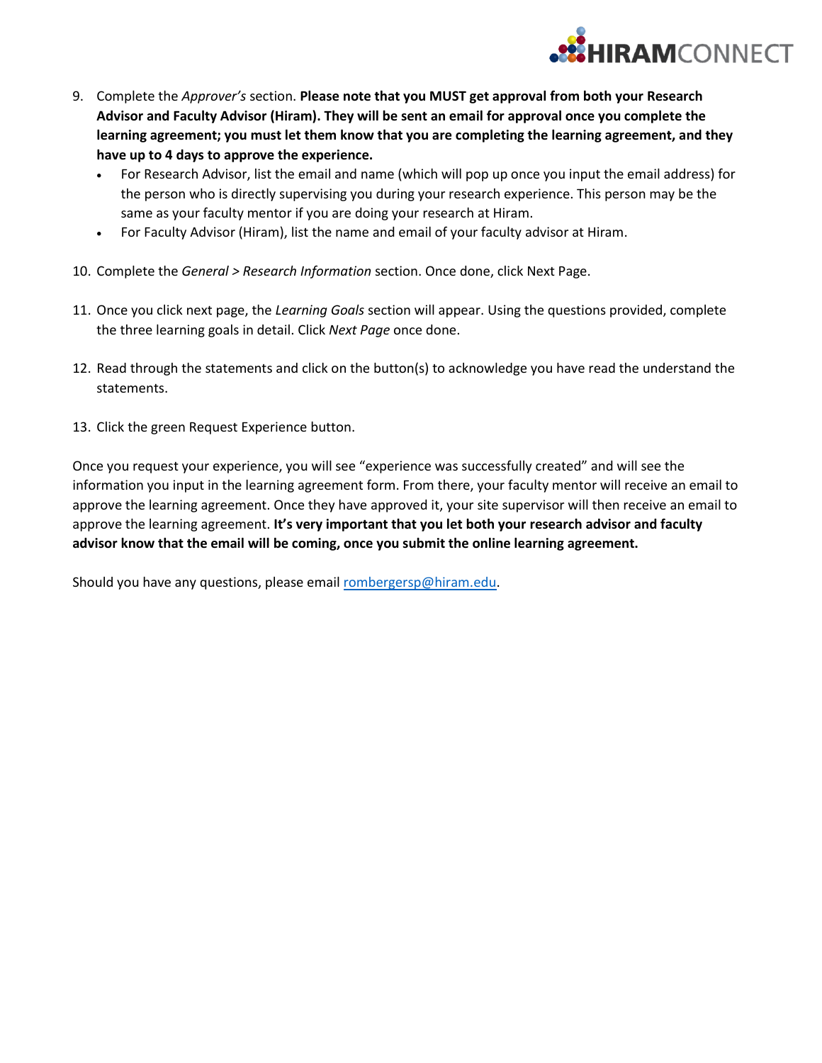9. Complete the *Approver's* section. **Please note that you MUST get approval from both your Research Advisor and Faculty Advisor (Hiram). They will be sent an email for approval once you complete the learning agreement; you must let them know that you are completing the learning agreement, and they have up to 4 days to approve the experience.**
   - For Research Advisor, list the email and name (which will pop up once you input the email address) for the person who is directly supervising you during your research experience. This person may be the same as your faculty mentor if you are doing your research at Hiram.
   - For Faculty Advisor (Hiram), list the name and email of your faculty advisor at Hiram.

10. Complete the *General > Research Information* section. Once done, click Next Page.

11. Once you click next page, the *Learning Goals* section will appear. Using the questions provided, complete the three learning goals in detail. Click *Next Page* once done.

12. Read through the statements and click on the button(s) to acknowledge you have read the understand the statements.

13. Click the green Request Experience button.

Once you request your experience, you will see "experience was successfully created" and will see the information you input in the learning agreement form. From there, your faculty mentor will receive an email to approve the learning agreement. Once they have approved it, your site supervisor will then receive an email to approve the learning agreement. **It's very important that you let both your research advisor and faculty advisor know that the email will be coming, once you submit the online learning agreement.**

Should you have any questions, please email rombergersp@hiram.edu.